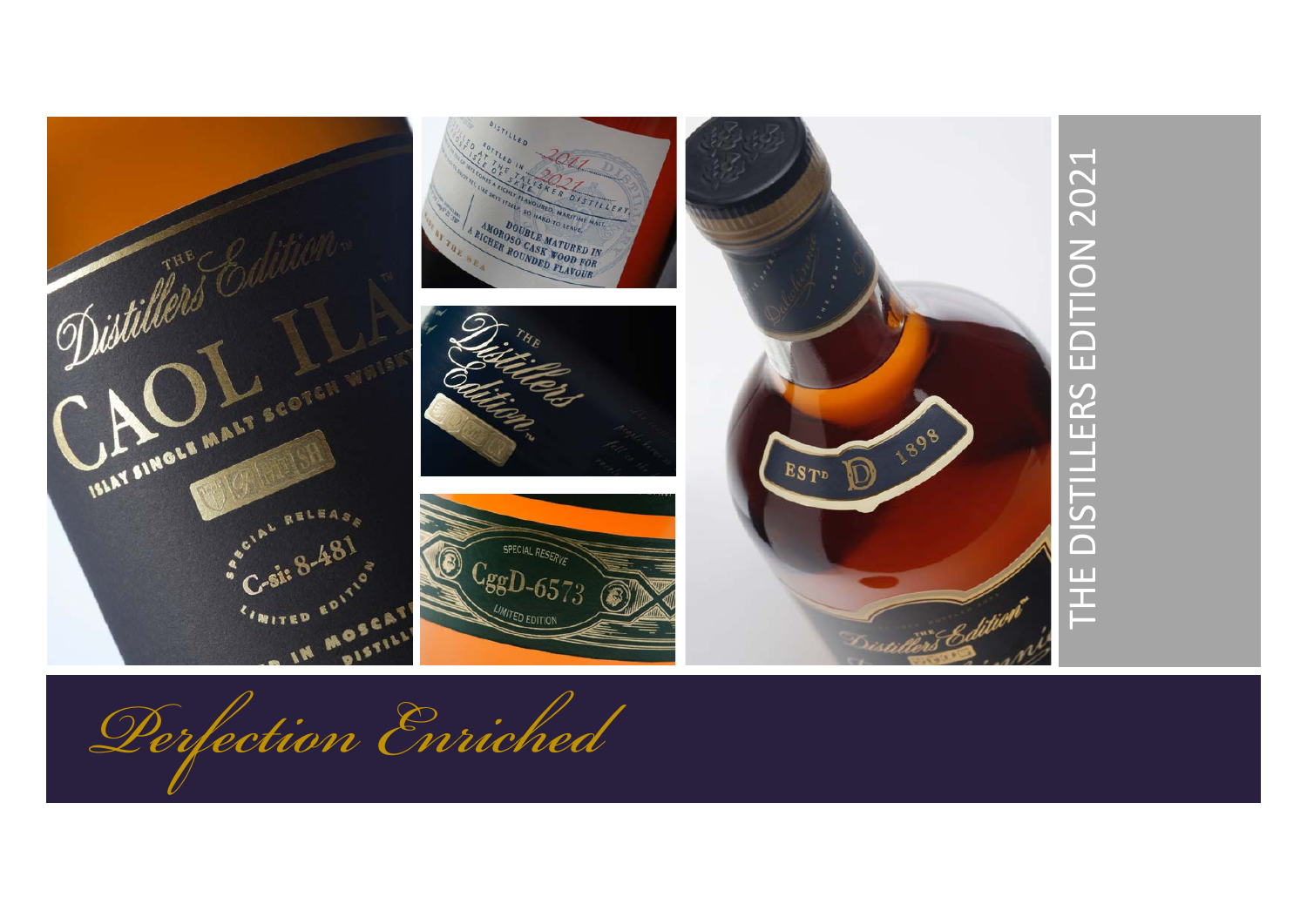# THE DISTILLERS EDITION 2021

*Perfection Enriched*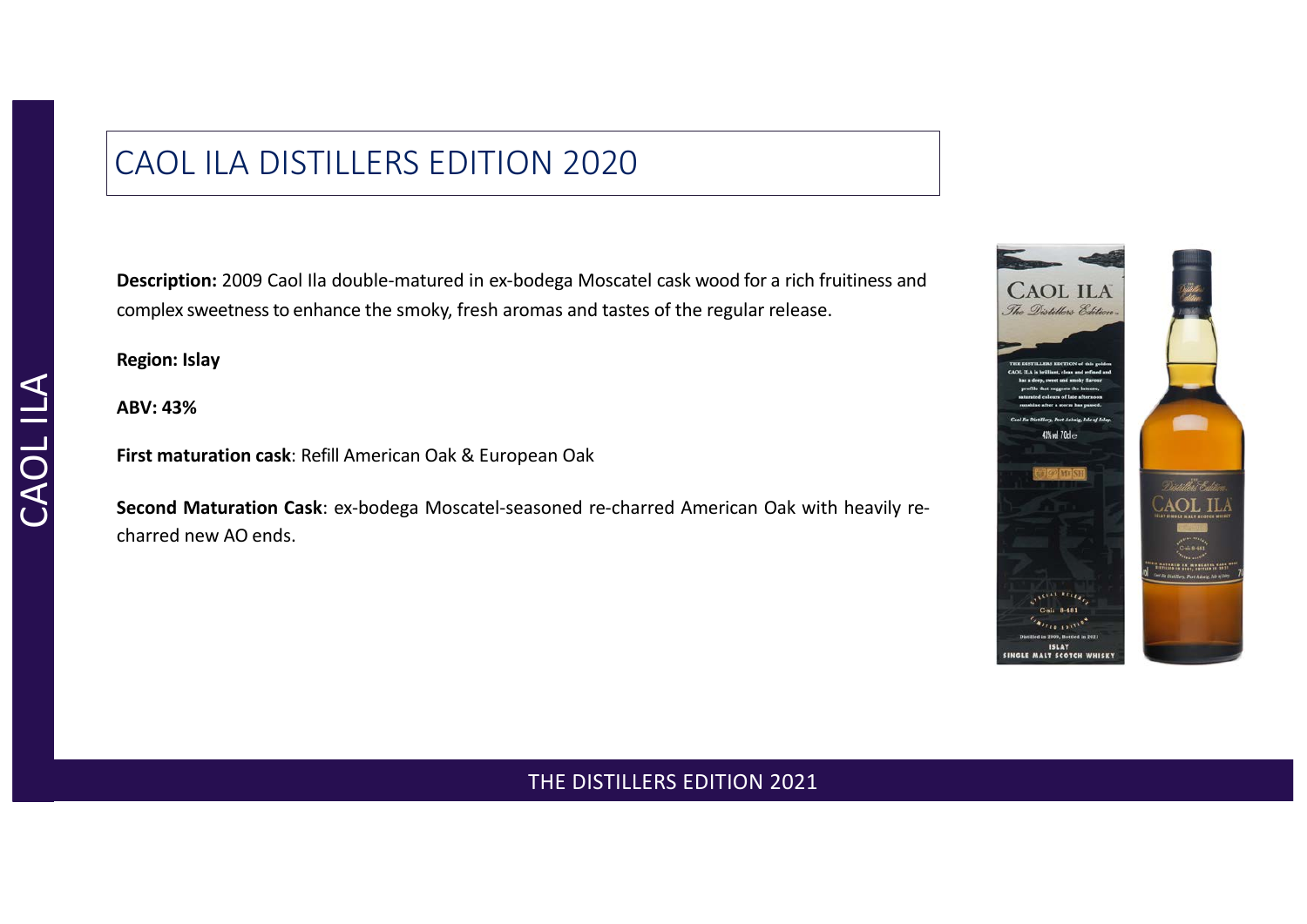# CAOL ILA DISTILLERS EDITION 2020

**Description:** 2009 Caol Ila double-matured in ex-bodega Moscatel cask wood for a rich fruitiness and complex sweetness to enhance the smoky, fresh aromas and tastes of the regular release.

**Region: Islay**

**ABV: 43%**

**First maturation cask**: Refill American Oak & European Oak

**Second Maturation Cask**: ex-bodega Moscatel-seasoned re-charred American Oak with heavily re-charred new AO ends.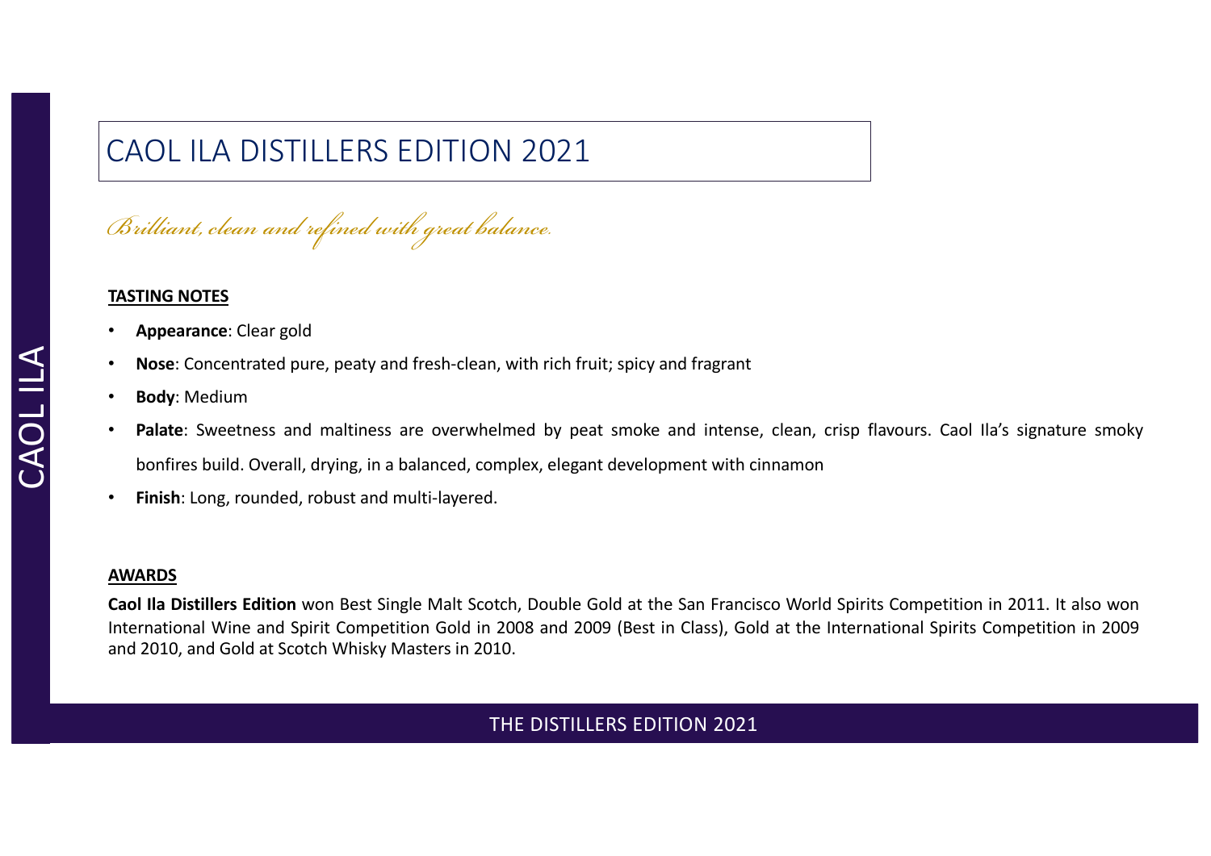# CAOL ILA DISTILLERS EDITION 2021

*Brilliant, clean and refined with great balance.*

**TASTING NOTES**

- **Appearance**: Clear gold
- **Nose**: Concentrated pure, peaty and fresh-clean, with rich fruit; spicy and fragrant
- **Body**: Medium
- **Palate**: Sweetness and maltiness are overwhelmed by peat smoke and intense, clean, crisp flavours. Caol Ila's signature smoky bonfires build. Overall, drying, in a balanced, complex, elegant development with cinnamon
- **Finish**: Long, rounded, robust and multi-layered.

**AWARDS**

**Caol Ila Distillers Edition** won Best Single Malt Scotch, Double Gold at the San Francisco World Spirits Competition in 2011. It also won International Wine and Spirit Competition Gold in 2008 and 2009 (Best in Class), Gold at the International Spirits Competition in 2009 and 2010, and Gold at Scotch Whisky Masters in 2010.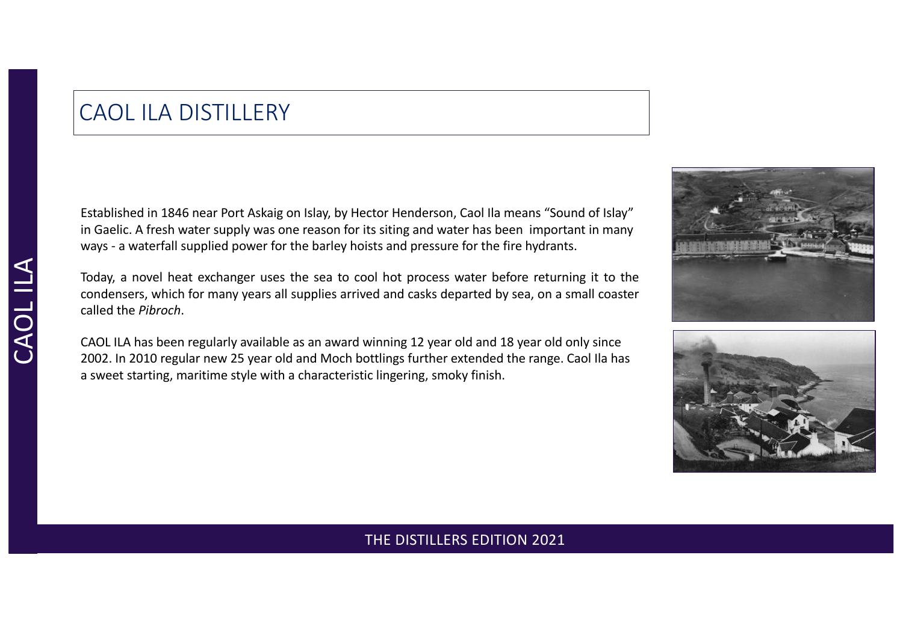# CAOL ILA DISTILLERY

Established in 1846 near Port Askaig on Islay, by Hector Henderson, Caol Ila means "Sound of Islay" in Gaelic. A fresh water supply was one reason for its siting and water has been important in many ways - a waterfall supplied power for the barley hoists and pressure for the fire hydrants.

Today, a novel heat exchanger uses the sea to cool hot process water before returning it to the condensers, which for many years all supplies arrived and casks departed by sea, on a small coaster called the *Pibroch*.

CAOL ILA has been regularly available as an award winning 12 year old and 18 year old only since 2002. In 2010 regular new 25 year old and Moch bottlings further extended the range. Caol Ila has a sweet starting, maritime style with a characteristic lingering, smoky finish.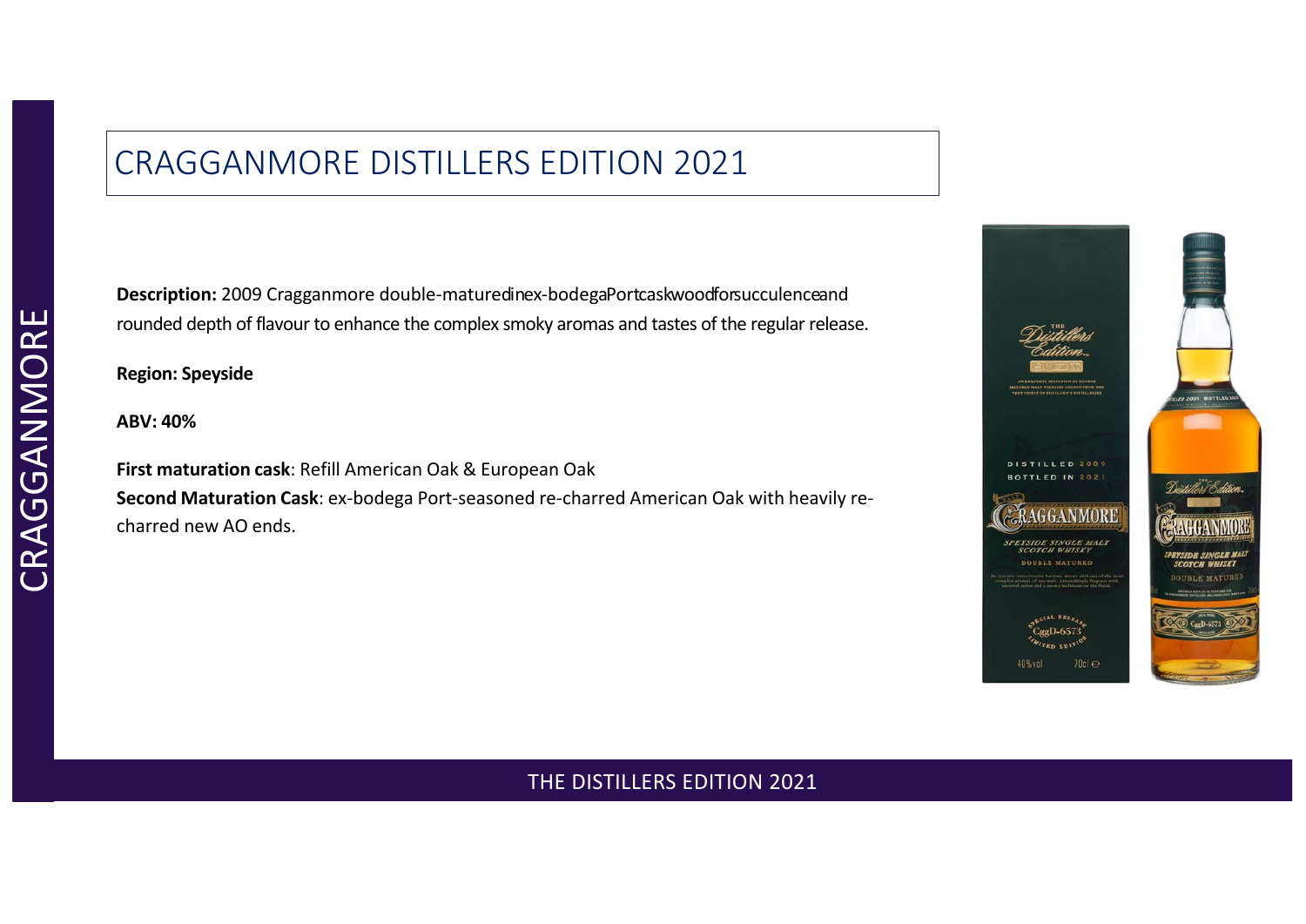# CRAGGANMORE DISTILLERS EDITION 2021

**Description:** 2009 Cragganmore double-maturedinex-bodegaPortcaskwoodforsucculenceand rounded depth of flavour to enhance the complex smoky aromas and tastes of the regular release.

**Region: Speyside**

**ABV: 40%**

**First maturation cask**: Refill American Oak & European Oak
**Second Maturation Cask**: ex-bodega Port-seasoned re-charred American Oak with heavily re-charred new AO ends.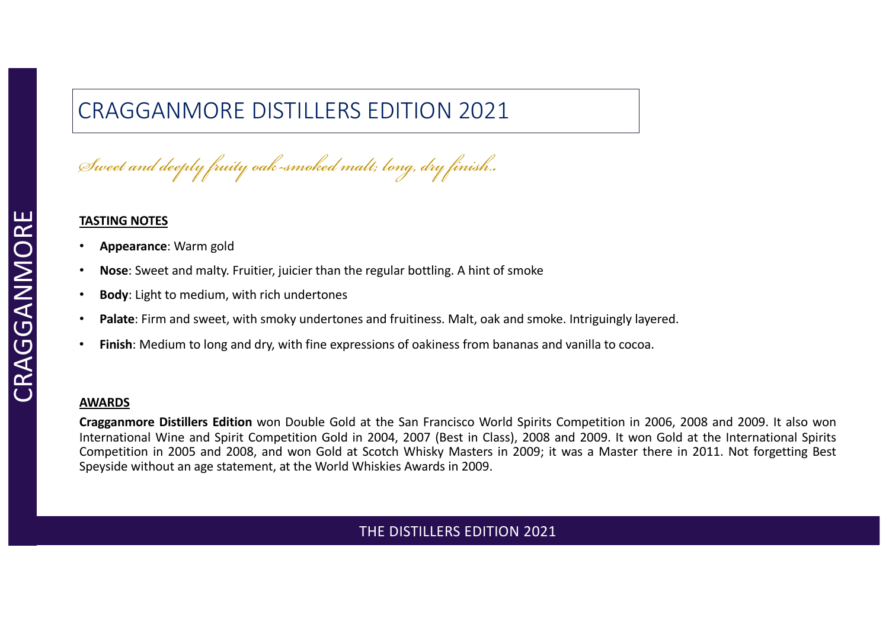# CRAGGANMORE DISTILLERS EDITION 2021

*Sweet and deeply fruity oak-smoked malt; long, dry finish..*

**TASTING NOTES**

- **Appearance**: Warm gold
- **Nose**: Sweet and malty. Fruitier, juicier than the regular bottling. A hint of smoke
- **Body**: Light to medium, with rich undertones
- **Palate**: Firm and sweet, with smoky undertones and fruitiness. Malt, oak and smoke. Intriguingly layered.
- **Finish**: Medium to long and dry, with fine expressions of oakiness from bananas and vanilla to cocoa.

**AWARDS**

**Cragganmore Distillers Edition** won Double Gold at the San Francisco World Spirits Competition in 2006, 2008 and 2009. It also won International Wine and Spirit Competition Gold in 2004, 2007 (Best in Class), 2008 and 2009. It won Gold at the International Spirits Competition in 2005 and 2008, and won Gold at Scotch Whisky Masters in 2009; it was a Master there in 2011. Not forgetting Best Speyside without an age statement, at the World Whiskies Awards in 2009.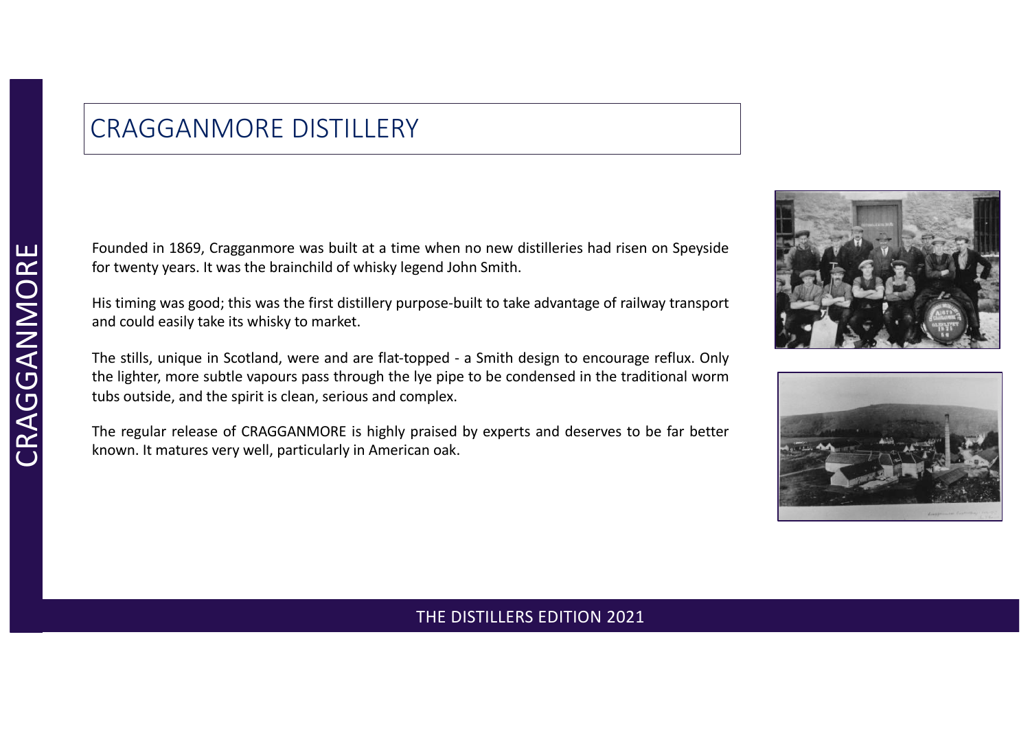# CRAGGANMORE DISTILLERY

Founded in 1869, Cragganmore was built at a time when no new distilleries had risen on Speyside for twenty years. It was the brainchild of whisky legend John Smith.

His timing was good; this was the first distillery purpose-built to take advantage of railway transport and could easily take its whisky to market.

The stills, unique in Scotland, were and are flat-topped - a Smith design to encourage reflux. Only the lighter, more subtle vapours pass through the lye pipe to be condensed in the traditional worm tubs outside, and the spirit is clean, serious and complex.

The regular release of CRAGGANMORE is highly praised by experts and deserves to be far better known. It matures very well, particularly in American oak.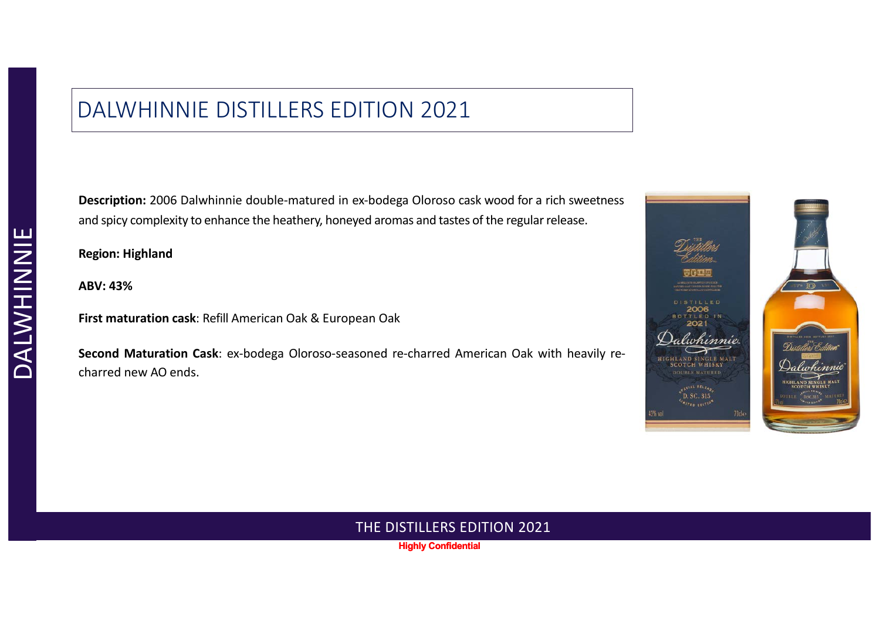# DALWHINNIE DISTILLERS EDITION 2021

**Description:** 2006 Dalwhinnie double-matured in ex-bodega Oloroso cask wood for a rich sweetness and spicy complexity to enhance the heathery, honeyed aromas and tastes of the regular release.

**Region: Highland**

**ABV: 43%**

**First maturation cask**: Refill American Oak & European Oak

**Second Maturation Cask**: ex-bodega Oloroso-seasoned re-charred American Oak with heavily re-charred new AO ends.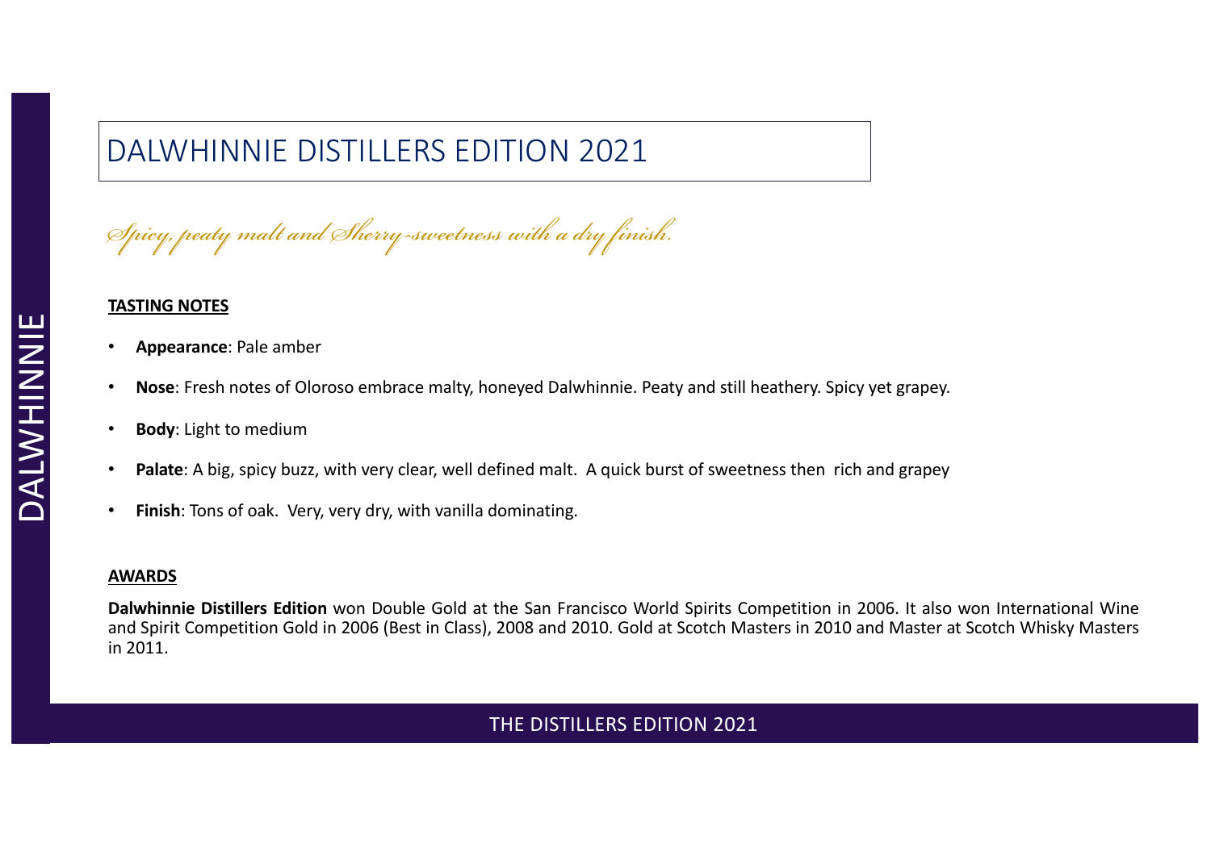# DALWHINNIE DISTILLERS EDITION 2021

*Spicy, peaty malt and Sherry-sweetness with a dry finish.*

**TASTING NOTES**

- **Appearance**: Pale amber
- **Nose**: Fresh notes of Oloroso embrace malty, honeyed Dalwhinnie. Peaty and still heathery. Spicy yet grapey.
- **Body**: Light to medium
- **Palate**: A big, spicy buzz, with very clear, well defined malt. A quick burst of sweetness then rich and grapey
- **Finish**: Tons of oak. Very, very dry, with vanilla dominating.

**AWARDS**

**Dalwhinnie Distillers Edition** won Double Gold at the San Francisco World Spirits Competition in 2006. It also won International Wine and Spirit Competition Gold in 2006 (Best in Class), 2008 and 2010. Gold at Scotch Masters in 2010 and Master at Scotch Whisky Masters in 2011.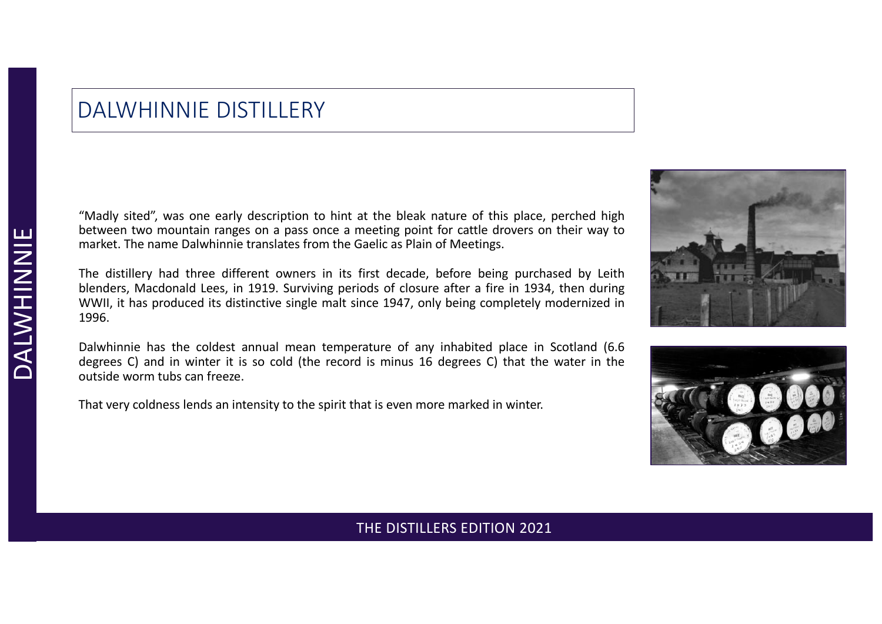# DALWHINNIE DISTILLERY

“Madly sited”, was one early description to hint at the bleak nature of this place, perched high between two mountain ranges on a pass once a meeting point for cattle drovers on their way to market. The name Dalwhinnie translates from the Gaelic as Plain of Meetings.

The distillery had three different owners in its first decade, before being purchased by Leith blenders, Macdonald Lees, in 1919. Surviving periods of closure after a fire in 1934, then during WWII, it has produced its distinctive single malt since 1947, only being completely modernized in 1996.

Dalwhinnie has the coldest annual mean temperature of any inhabited place in Scotland (6.6 degrees C) and in winter it is so cold (the record is minus 16 degrees C) that the water in the outside worm tubs can freeze.

That very coldness lends an intensity to the spirit that is even more marked in winter.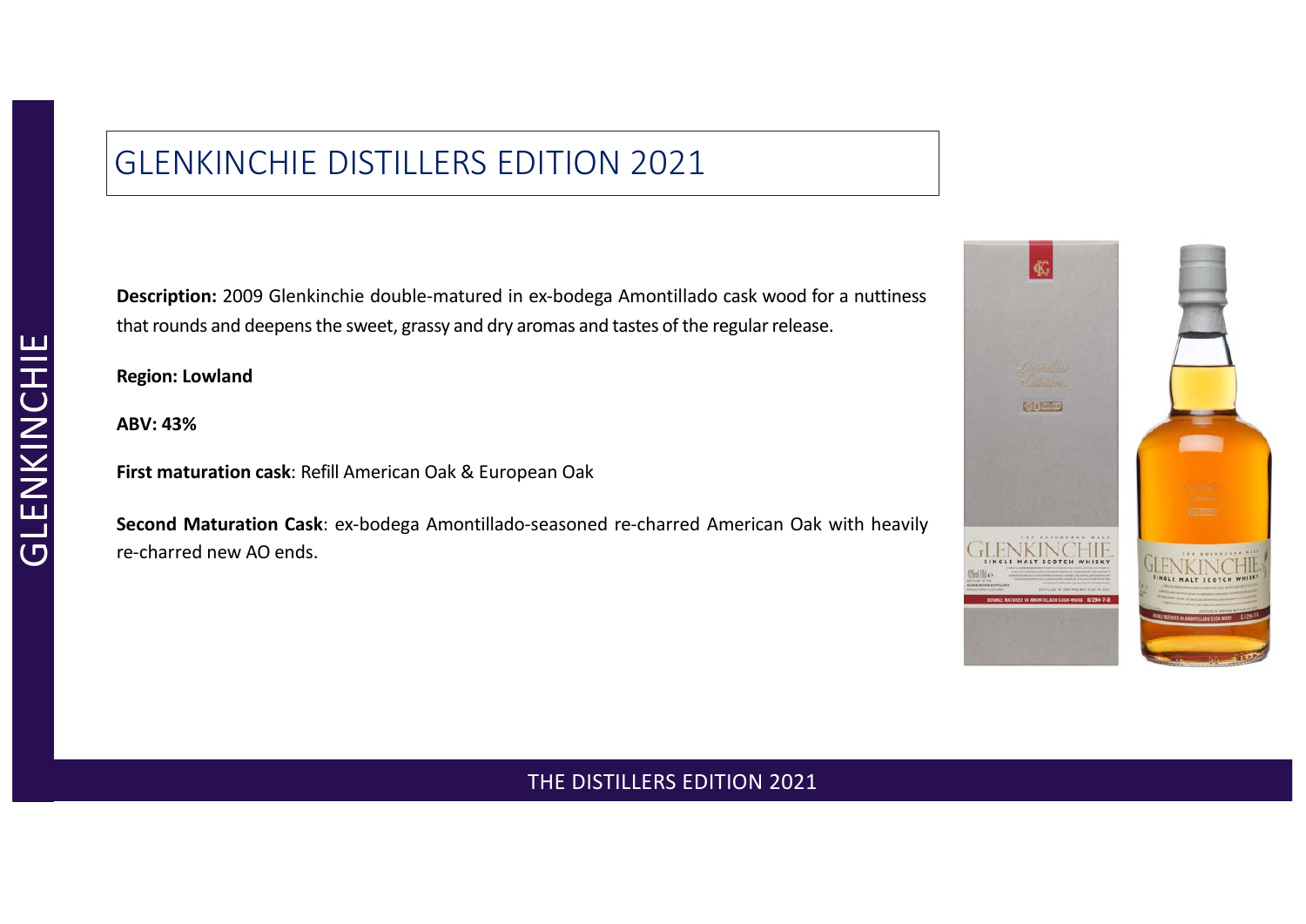# GLENKINCHIE DISTILLERS EDITION 2021

**Description:** 2009 Glenkinchie double-matured in ex-bodega Amontillado cask wood for a nuttiness that rounds and deepens the sweet, grassy and dry aromas and tastes of the regular release.

**Region: Lowland**

**ABV: 43%**

**First maturation cask**: Refill American Oak & European Oak

**Second Maturation Cask**: ex-bodega Amontillado-seasoned re-charred American Oak with heavily re-charred new AO ends.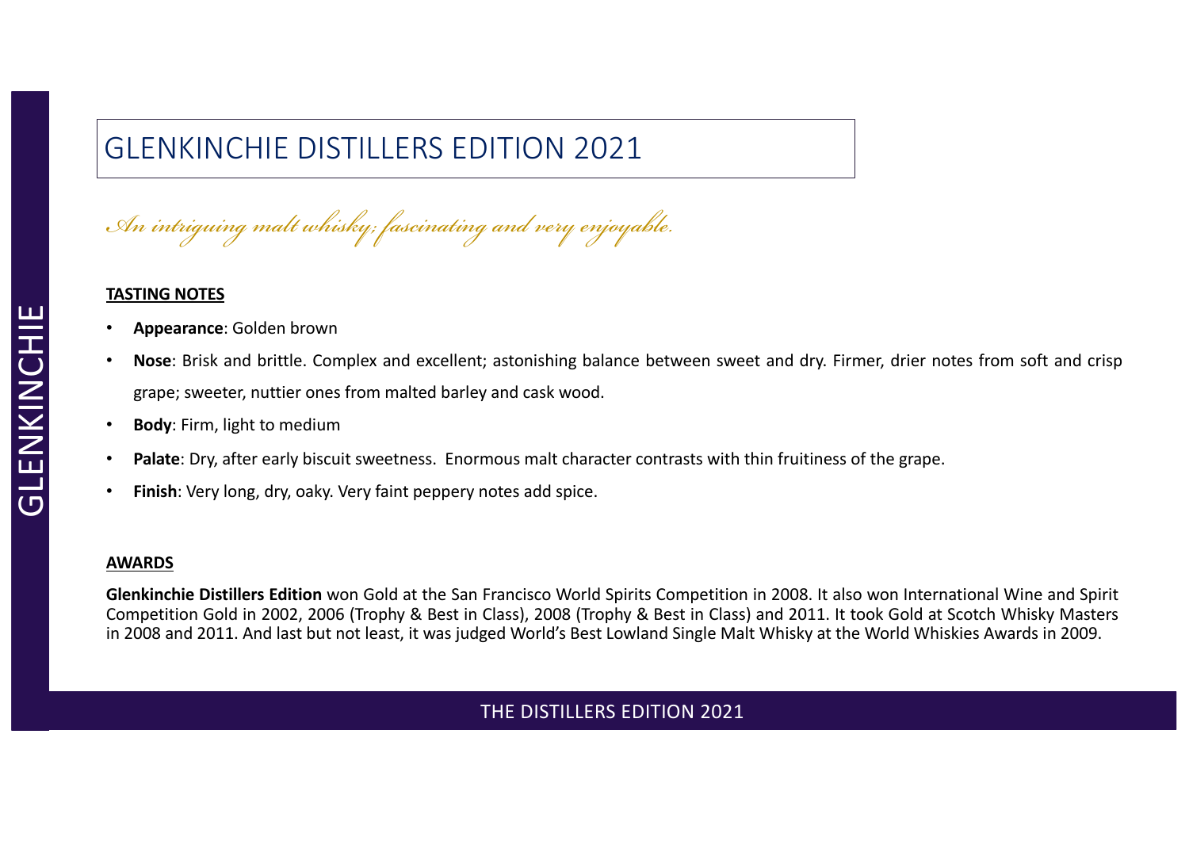# GLENKINCHIE DISTILLERS EDITION 2021

*An intriguing malt whisky; fascinating and very enjoyable.*

**TASTING NOTES**

- **Appearance**: Golden brown
- **Nose**: Brisk and brittle. Complex and excellent; astonishing balance between sweet and dry. Firmer, drier notes from soft and crisp grape; sweeter, nuttier ones from malted barley and cask wood.
- **Body**: Firm, light to medium
- **Palate**: Dry, after early biscuit sweetness. Enormous malt character contrasts with thin fruitiness of the grape.
- **Finish**: Very long, dry, oaky. Very faint peppery notes add spice.

**AWARDS**

**Glenkinchie Distillers Edition** won Gold at the San Francisco World Spirits Competition in 2008. It also won International Wine and Spirit Competition Gold in 2002, 2006 (Trophy & Best in Class), 2008 (Trophy & Best in Class) and 2011. It took Gold at Scotch Whisky Masters in 2008 and 2011. And last but not least, it was judged World's Best Lowland Single Malt Whisky at the World Whiskies Awards in 2009.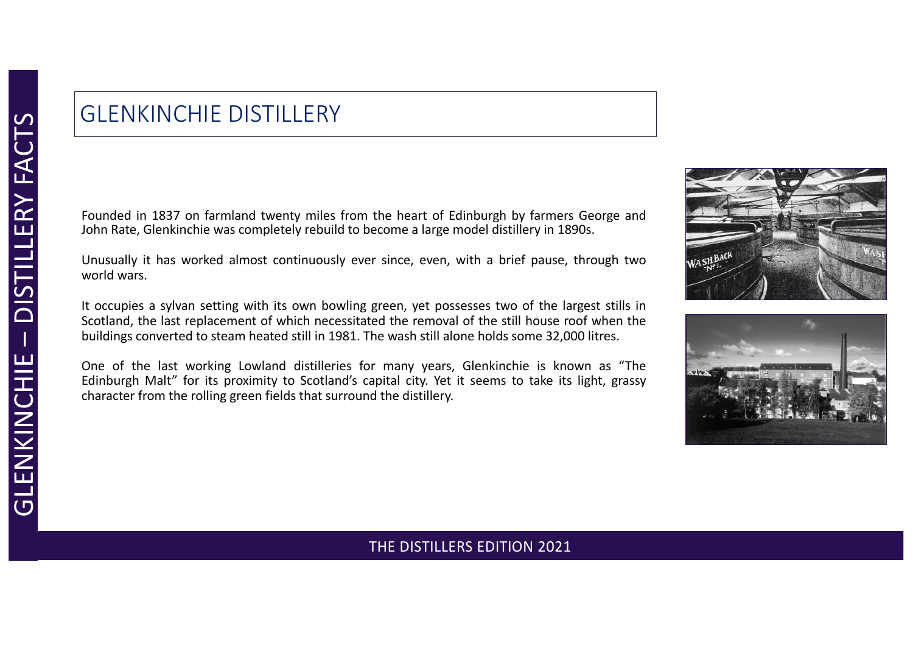# GLENKINCHIE DISTILLERY

Founded in 1837 on farmland twenty miles from the heart of Edinburgh by farmers George and John Rate, Glenkinchie was completely rebuild to become a large model distillery in 1890s.

Unusually it has worked almost continuously ever since, even, with a brief pause, through two world wars.

It occupies a sylvan setting with its own bowling green, yet possesses two of the largest stills in Scotland, the last replacement of which necessitated the removal of the still house roof when the buildings converted to steam heated still in 1981. The wash still alone holds some 32,000 litres.

One of the last working Lowland distilleries for many years, Glenkinchie is known as "The Edinburgh Malt" for its proximity to Scotland's capital city. Yet it seems to take its light, grassy character from the rolling green fields that surround the distillery.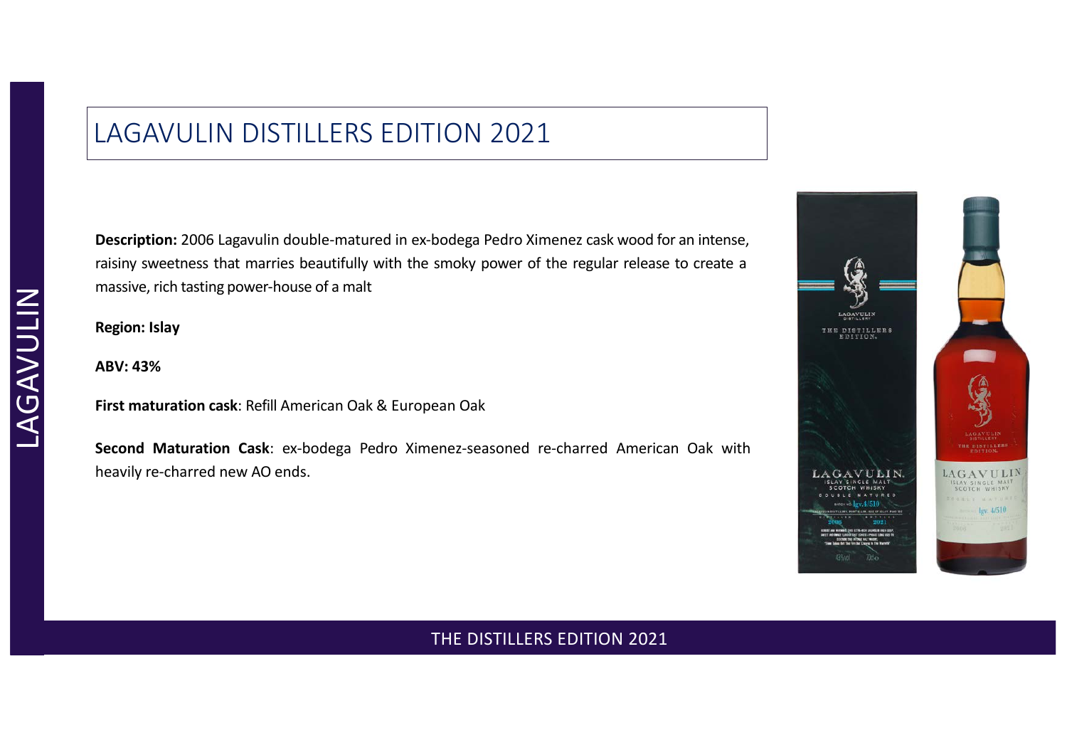# LAGAVULIN DISTILLERS EDITION 2021

**Description:** 2006 Lagavulin double-matured in ex-bodega Pedro Ximenez cask wood for an intense, raisiny sweetness that marries beautifully with the smoky power of the regular release to create a massive, rich tasting power-house of a malt

**Region: Islay**

**ABV: 43%**

**First maturation cask**: Refill American Oak & European Oak

**Second Maturation Cask**: ex-bodega Pedro Ximenez-seasoned re-charred American Oak with heavily re-charred new AO ends.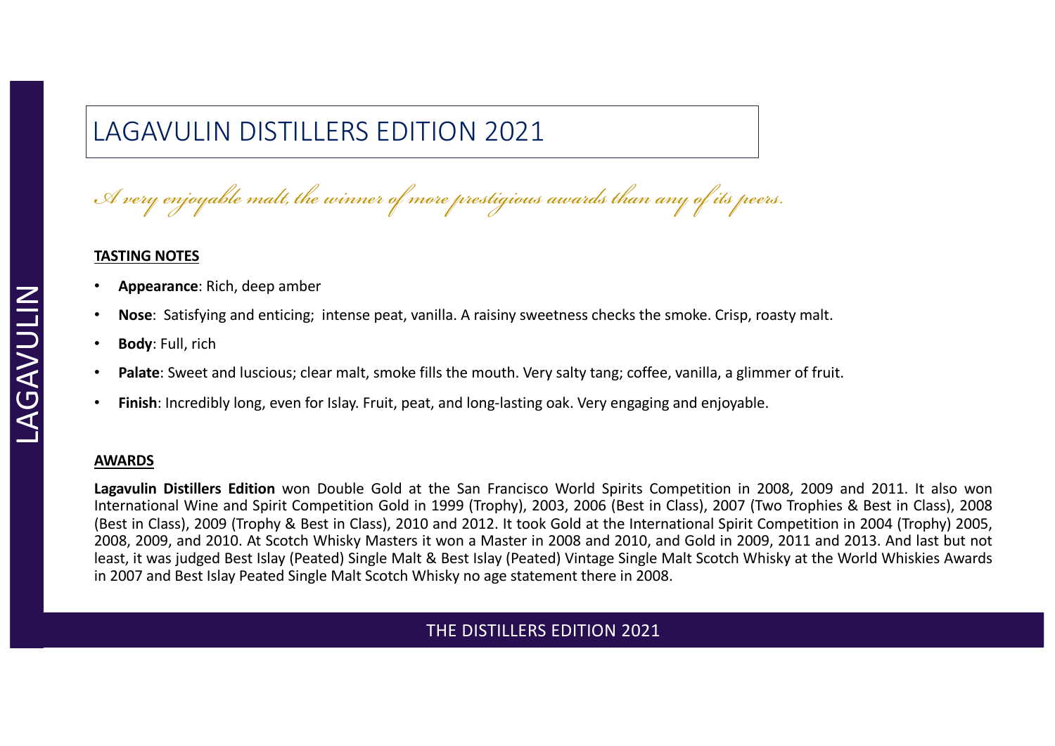# LAGAVULIN DISTILLERS EDITION 2021

*A very enjoyable malt, the winner of more prestigious awards than any of its peers.*

**TASTING NOTES**

- **Appearance**: Rich, deep amber
- **Nose**: Satisfying and enticing; intense peat, vanilla. A raisiny sweetness checks the smoke. Crisp, roasty malt.
- **Body**: Full, rich
- **Palate**: Sweet and luscious; clear malt, smoke fills the mouth. Very salty tang; coffee, vanilla, a glimmer of fruit.
- **Finish**: Incredibly long, even for Islay. Fruit, peat, and long-lasting oak. Very engaging and enjoyable.

**AWARDS**

**Lagavulin Distillers Edition** won Double Gold at the San Francisco World Spirits Competition in 2008, 2009 and 2011. It also won International Wine and Spirit Competition Gold in 1999 (Trophy), 2003, 2006 (Best in Class), 2007 (Two Trophies & Best in Class), 2008 (Best in Class), 2009 (Trophy & Best in Class), 2010 and 2012. It took Gold at the International Spirit Competition in 2004 (Trophy) 2005, 2008, 2009, and 2010. At Scotch Whisky Masters it won a Master in 2008 and 2010, and Gold in 2009, 2011 and 2013. And last but not least, it was judged Best Islay (Peated) Single Malt & Best Islay (Peated) Vintage Single Malt Scotch Whisky at the World Whiskies Awards in 2007 and Best Islay Peated Single Malt Scotch Whisky no age statement there in 2008.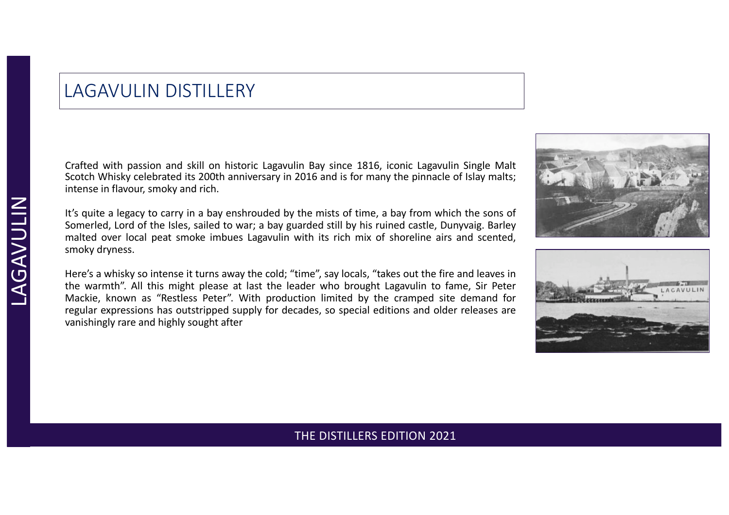# LAGAVULIN DISTILLERY

Crafted with passion and skill on historic Lagavulin Bay since 1816, iconic Lagavulin Single Malt Scotch Whisky celebrated its 200th anniversary in 2016 and is for many the pinnacle of Islay malts; intense in flavour, smoky and rich.

It's quite a legacy to carry in a bay enshrouded by the mists of time, a bay from which the sons of Somerled, Lord of the Isles, sailed to war; a bay guarded still by his ruined castle, Dunyvaig. Barley malted over local peat smoke imbues Lagavulin with its rich mix of shoreline airs and scented, smoky dryness.

Here's a whisky so intense it turns away the cold; "time", say locals, "takes out the fire and leaves in the warmth". All this might please at last the leader who brought Lagavulin to fame, Sir Peter Mackie, known as "Restless Peter". With production limited by the cramped site demand for regular expressions has outstripped supply for decades, so special editions and older releases are vanishingly rare and highly sought after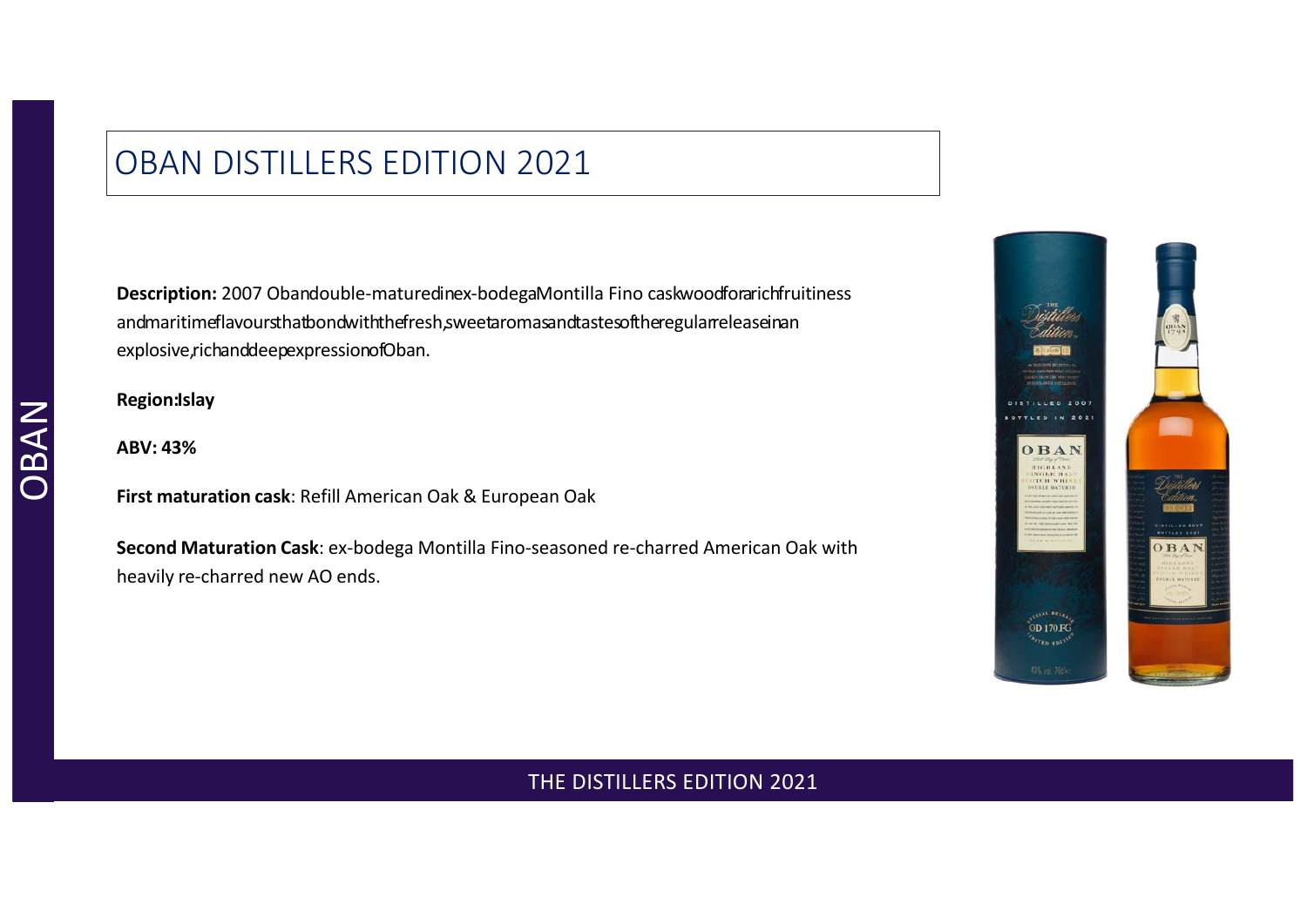# OBAN DISTILLERS EDITION 2021

**Description:** 2007 Oban double-matured in ex-bodega Montilla Fino cask wood for a rich fruitiness and maritime flavours that bond with the fresh, sweet aromas and tastes of the regular release in an explosive, rich and deep expression of Oban.

**Region:** Islay

**ABV: 43%**

**First maturation cask**: Refill American Oak & European Oak

**Second Maturation Cask**: ex-bodega Montilla Fino-seasoned re-charred American Oak with heavily re-charred new AO ends.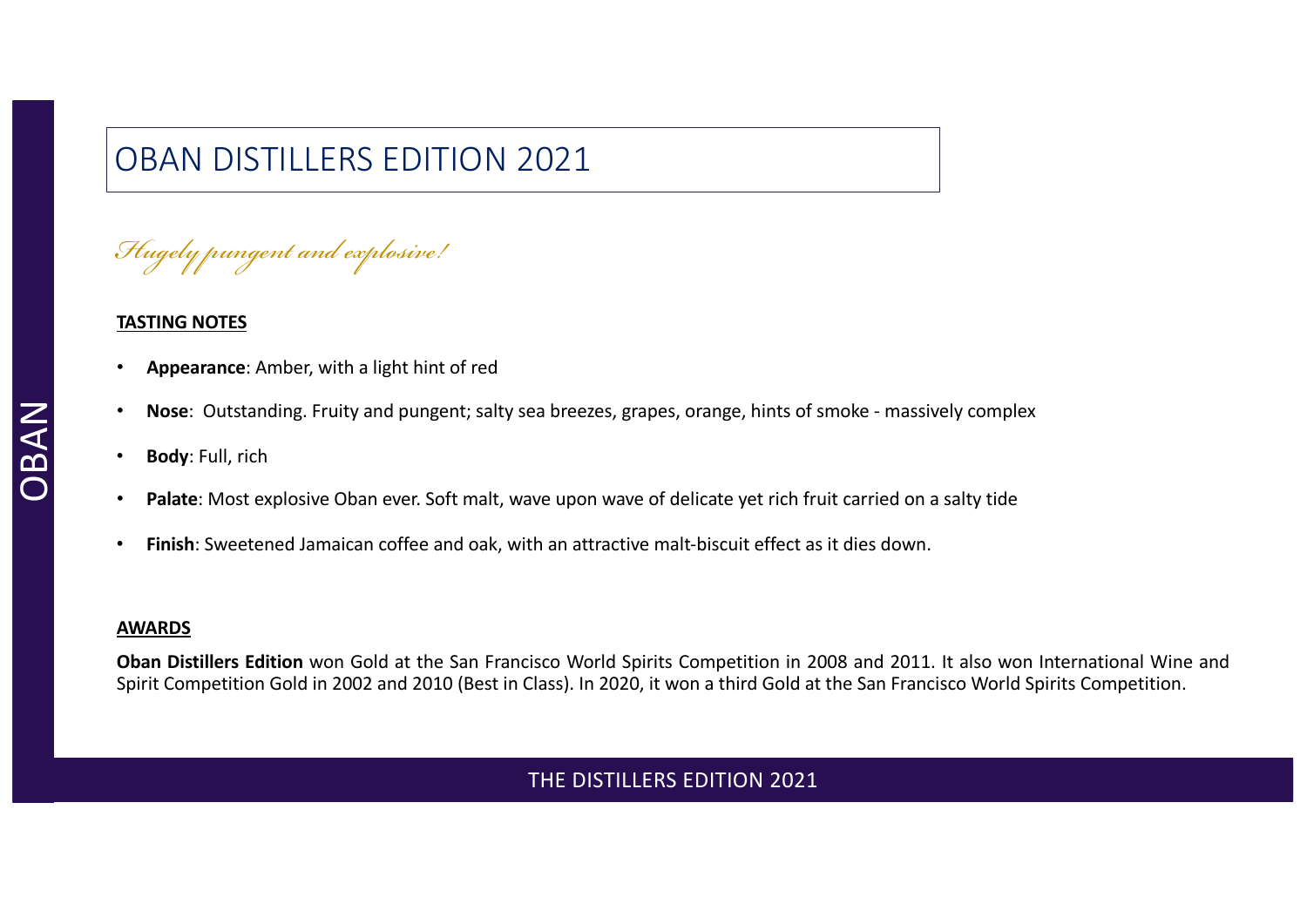# OBAN DISTILLERS EDITION 2021

*Hugely pungent and explosive!*

**TASTING NOTES**

- **Appearance**: Amber, with a light hint of red
- **Nose**: Outstanding. Fruity and pungent; salty sea breezes, grapes, orange, hints of smoke - massively complex
- **Body**: Full, rich
- **Palate**: Most explosive Oban ever. Soft malt, wave upon wave of delicate yet rich fruit carried on a salty tide
- **Finish**: Sweetened Jamaican coffee and oak, with an attractive malt-biscuit effect as it dies down.

**AWARDS**

**Oban Distillers Edition** won Gold at the San Francisco World Spirits Competition in 2008 and 2011. It also won International Wine and Spirit Competition Gold in 2002 and 2010 (Best in Class). In 2020, it won a third Gold at the San Francisco World Spirits Competition.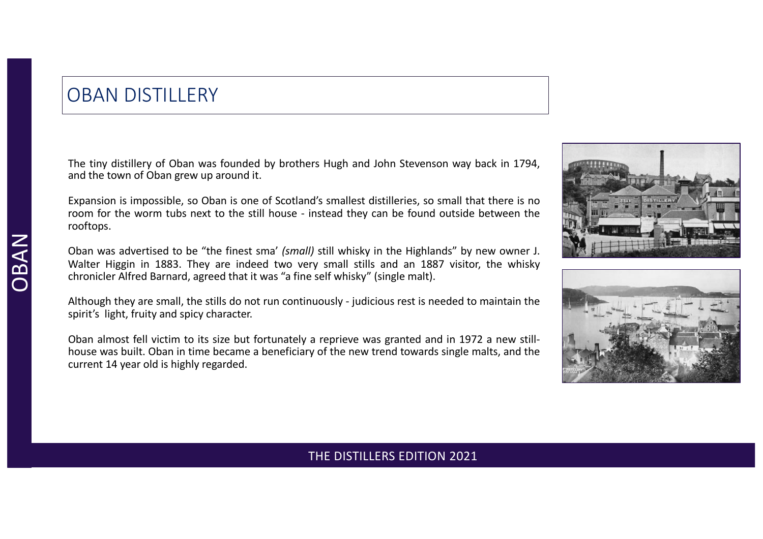# OBAN DISTILLERY

The tiny distillery of Oban was founded by brothers Hugh and John Stevenson way back in 1794, and the town of Oban grew up around it.

Expansion is impossible, so Oban is one of Scotland's smallest distilleries, so small that there is no room for the worm tubs next to the still house - instead they can be found outside between the rooftops.

Oban was advertised to be "the finest sma' *(small)* still whisky in the Highlands" by new owner J. Walter Higgin in 1883. They are indeed two very small stills and an 1887 visitor, the whisky chronicler Alfred Barnard, agreed that it was "a fine self whisky" (single malt).

Although they are small, the stills do not run continuously - judicious rest is needed to maintain the spirit's light, fruity and spicy character.

Oban almost fell victim to its size but fortunately a reprieve was granted and in 1972 a new still-house was built. Oban in time became a beneficiary of the new trend towards single malts, and the current 14 year old is highly regarded.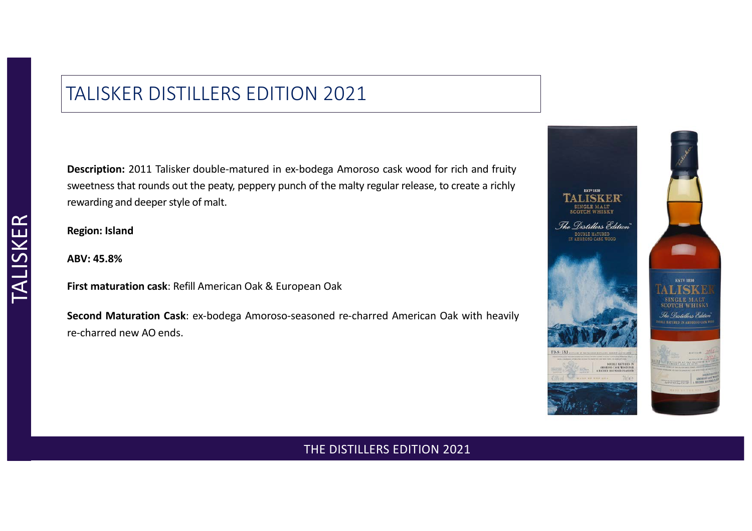# TALISKER DISTILLERS EDITION 2021

**Description:** 2011 Talisker double-matured in ex-bodega Amoroso cask wood for rich and fruity sweetness that rounds out the peaty, peppery punch of the malty regular release, to create a richly rewarding and deeper style of malt.

**Region: Island**

**ABV: 45.8%**

**First maturation cask**: Refill American Oak & European Oak

**Second Maturation Cask**: ex-bodega Amoroso-seasoned re-charred American Oak with heavily re-charred new AO ends.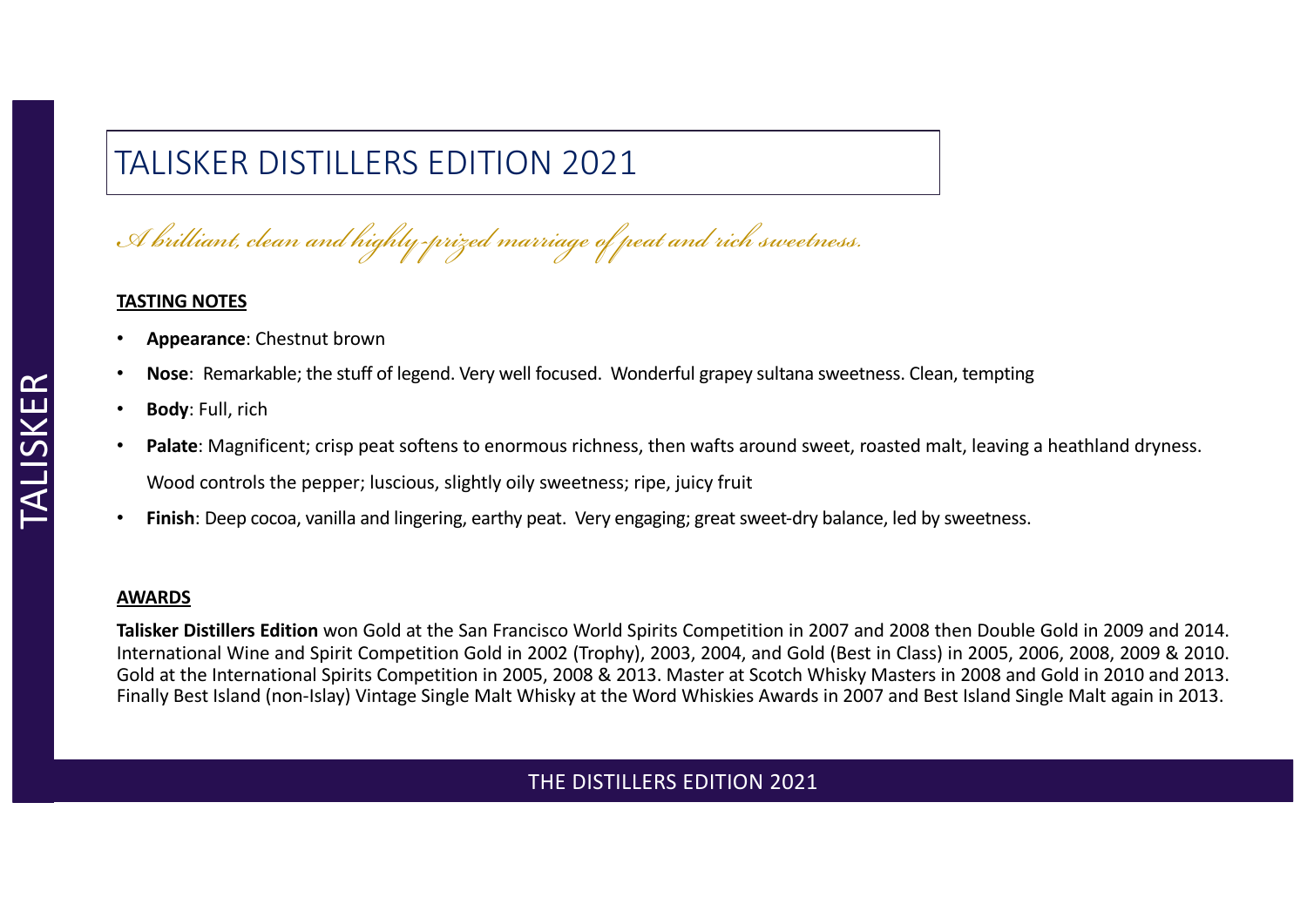# TALISKER DISTILLERS EDITION 2021

*A brilliant, clean and highly-prized marriage of peat and rich sweetness.*

**TASTING NOTES**

- **Appearance**: Chestnut brown
- **Nose**: Remarkable; the stuff of legend. Very well focused. Wonderful grapey sultana sweetness. Clean, tempting
- **Body**: Full, rich
- **Palate**: Magnificent; crisp peat softens to enormous richness, then wafts around sweet, roasted malt, leaving a heathland dryness. Wood controls the pepper; luscious, slightly oily sweetness; ripe, juicy fruit
- **Finish**: Deep cocoa, vanilla and lingering, earthy peat. Very engaging; great sweet-dry balance, led by sweetness.

**AWARDS**

**Talisker Distillers Edition** won Gold at the San Francisco World Spirits Competition in 2007 and 2008 then Double Gold in 2009 and 2014. International Wine and Spirit Competition Gold in 2002 (Trophy), 2003, 2004, and Gold (Best in Class) in 2005, 2006, 2008, 2009 & 2010. Gold at the International Spirits Competition in 2005, 2008 & 2013. Master at Scotch Whisky Masters in 2008 and Gold in 2010 and 2013. Finally Best Island (non-Islay) Vintage Single Malt Whisky at the Word Whiskies Awards in 2007 and Best Island Single Malt again in 2013.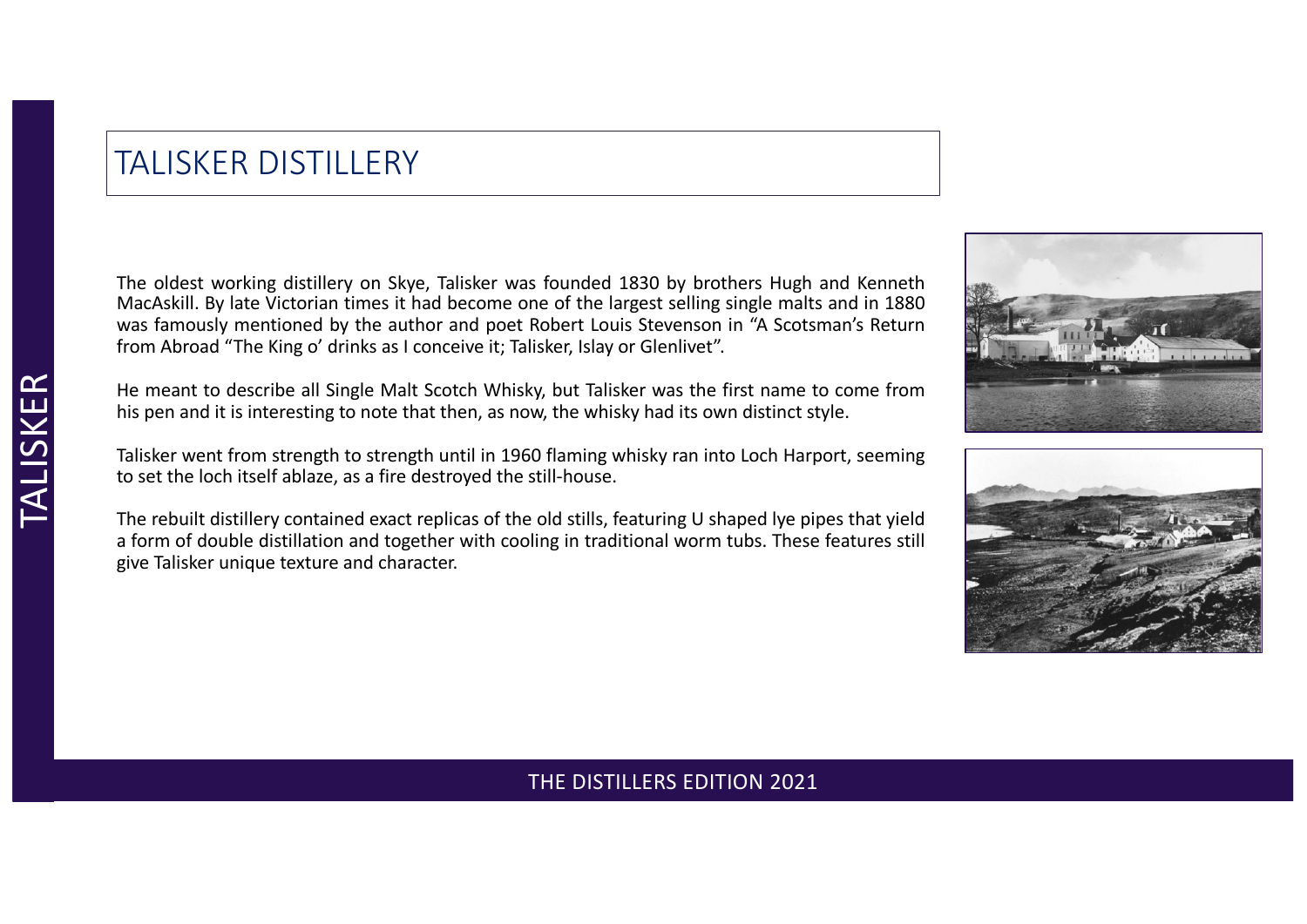# TALISKER DISTILLERY

The oldest working distillery on Skye, Talisker was founded 1830 by brothers Hugh and Kenneth MacAskill. By late Victorian times it had become one of the largest selling single malts and in 1880 was famously mentioned by the author and poet Robert Louis Stevenson in "A Scotsman's Return from Abroad "The King o' drinks as I conceive it; Talisker, Islay or Glenlivet".

He meant to describe all Single Malt Scotch Whisky, but Talisker was the first name to come from his pen and it is interesting to note that then, as now, the whisky had its own distinct style.

Talisker went from strength to strength until in 1960 flaming whisky ran into Loch Harport, seeming to set the loch itself ablaze, as a fire destroyed the still-house.

The rebuilt distillery contained exact replicas of the old stills, featuring U shaped lye pipes that yield a form of double distillation and together with cooling in traditional worm tubs. These features still give Talisker unique texture and character.